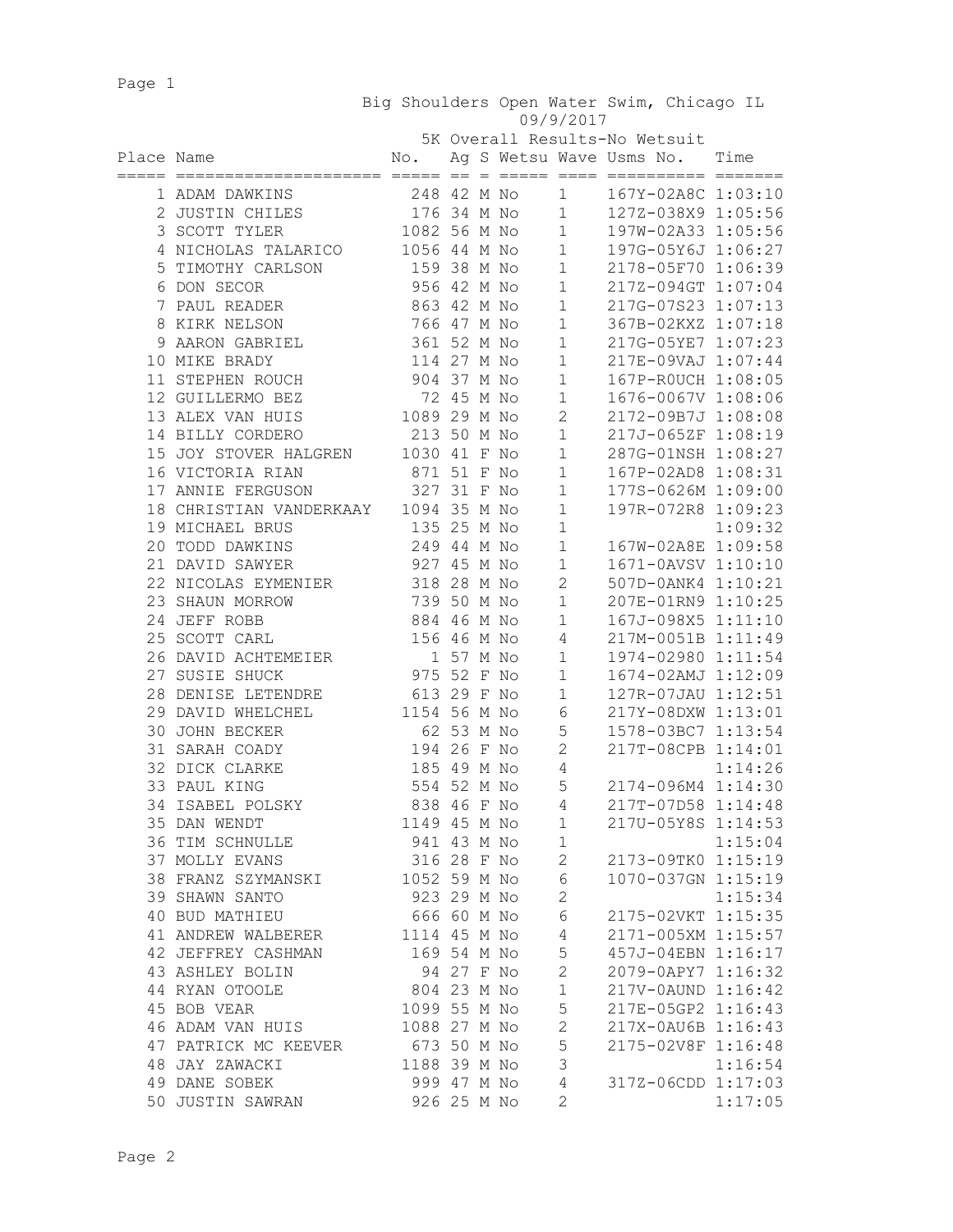# Big Shoulders Open Water Swim, Chicago IL

09/9/2017

## 5K Overall Results-No Wetsuit

| Place | Name | No. | Ag | S | Wetsu | Wave | Usms No. | Time |
|---|---|---|---|---|---|---|---|---|
| 1 | ADAM DAWKINS | 248 | 42 | M | No | 1 | 167Y-02A8C | 1:03:10 |
| 2 | JUSTIN CHILES | 176 | 34 | M | No | 1 | 127Z-038X9 | 1:05:56 |
| 3 | SCOTT TYLER | 1082 | 56 | M | No | 1 | 197W-02A33 | 1:05:56 |
| 4 | NICHOLAS TALARICO | 1056 | 44 | M | No | 1 | 197G-05Y6J | 1:06:27 |
| 5 | TIMOTHY CARLSON | 159 | 38 | M | No | 1 | 2178-05F70 | 1:06:39 |
| 6 | DON SECOR | 956 | 42 | M | No | 1 | 217Z-094GT | 1:07:04 |
| 7 | PAUL READER | 863 | 42 | M | No | 1 | 217G-07S23 | 1:07:13 |
| 8 | KIRK NELSON | 766 | 47 | M | No | 1 | 367B-02KXZ | 1:07:18 |
| 9 | AARON GABRIEL | 361 | 52 | M | No | 1 | 217G-05YE7 | 1:07:23 |
| 10 | MIKE BRADY | 114 | 27 | M | No | 1 | 217E-09VAJ | 1:07:44 |
| 11 | STEPHEN ROUCH | 904 | 37 | M | No | 1 | 167P-R0UCH | 1:08:05 |
| 12 | GUILLERMO BEZ | 72 | 45 | M | No | 1 | 1676-0067V | 1:08:06 |
| 13 | ALEX VAN HUIS | 1089 | 29 | M | No | 2 | 2172-09B7J | 1:08:08 |
| 14 | BILLY CORDERO | 213 | 50 | M | No | 1 | 217J-065ZF | 1:08:19 |
| 15 | JOY STOVER HALGREN | 1030 | 41 | F | No | 1 | 287G-01NSH | 1:08:27 |
| 16 | VICTORIA RIAN | 871 | 51 | F | No | 1 | 167P-02AD8 | 1:08:31 |
| 17 | ANNIE FERGUSON | 327 | 31 | F | No | 1 | 177S-0626M | 1:09:00 |
| 18 | CHRISTIAN VANDERKAAY | 1094 | 35 | M | No | 1 | 197R-072R8 | 1:09:23 |
| 19 | MICHAEL BRUS | 135 | 25 | M | No | 1 | | 1:09:32 |
| 20 | TODD DAWKINS | 249 | 44 | M | No | 1 | 167W-02A8E | 1:09:58 |
| 21 | DAVID SAWYER | 927 | 45 | M | No | 1 | 1671-0AVSV | 1:10:10 |
| 22 | NICOLAS EYMENIER | 318 | 28 | M | No | 2 | 507D-0ANK4 | 1:10:21 |
| 23 | SHAUN MORROW | 739 | 50 | M | No | 1 | 207E-01RN9 | 1:10:25 |
| 24 | JEFF ROBB | 884 | 46 | M | No | 1 | 167J-098X5 | 1:11:10 |
| 25 | SCOTT CARL | 156 | 46 | M | No | 4 | 217M-0051B | 1:11:49 |
| 26 | DAVID ACHTEMEIER | 1 | 57 | M | No | 1 | 1974-02980 | 1:11:54 |
| 27 | SUSIE SHUCK | 975 | 52 | F | No | 1 | 1674-02AMJ | 1:12:09 |
| 28 | DENISE LETENDRE | 613 | 29 | F | No | 1 | 127R-07JAU | 1:12:51 |
| 29 | DAVID WHELCHEL | 1154 | 56 | M | No | 6 | 217Y-08DXW | 1:13:01 |
| 30 | JOHN BECKER | 62 | 53 | M | No | 5 | 1578-03BC7 | 1:13:54 |
| 31 | SARAH COADY | 194 | 26 | F | No | 2 | 217T-08CPB | 1:14:01 |
| 32 | DICK CLARKE | 185 | 49 | M | No | 4 | | 1:14:26 |
| 33 | PAUL KING | 554 | 52 | M | No | 5 | 2174-096M4 | 1:14:30 |
| 34 | ISABEL POLSKY | 838 | 46 | F | No | 4 | 217T-07D58 | 1:14:48 |
| 35 | DAN WENDT | 1149 | 45 | M | No | 1 | 217U-05Y8S | 1:14:53 |
| 36 | TIM SCHNULLE | 941 | 43 | M | No | 1 | | 1:15:04 |
| 37 | MOLLY EVANS | 316 | 28 | F | No | 2 | 2173-09TK0 | 1:15:19 |
| 38 | FRANZ SZYMANSKI | 1052 | 59 | M | No | 6 | 1070-037GN | 1:15:19 |
| 39 | SHAWN SANTO | 923 | 29 | M | No | 2 | | 1:15:34 |
| 40 | BUD MATHIEU | 666 | 60 | M | No | 6 | 2175-02VKT | 1:15:35 |
| 41 | ANDREW WALBERER | 1114 | 45 | M | No | 4 | 2171-005XM | 1:15:57 |
| 42 | JEFFREY CASHMAN | 169 | 54 | M | No | 5 | 457J-04EBN | 1:16:17 |
| 43 | ASHLEY BOLIN | 94 | 27 | F | No | 2 | 2079-0APY7 | 1:16:32 |
| 44 | RYAN OTOOLE | 804 | 23 | M | No | 1 | 217V-0AUND | 1:16:42 |
| 45 | BOB VEAR | 1099 | 55 | M | No | 5 | 217E-05GP2 | 1:16:43 |
| 46 | ADAM VAN HUIS | 1088 | 27 | M | No | 2 | 217X-0AU6B | 1:16:43 |
| 47 | PATRICK MC KEEVER | 673 | 50 | M | No | 5 | 2175-02V8F | 1:16:48 |
| 48 | JAY ZAWACKI | 1188 | 39 | M | No | 3 | | 1:16:54 |
| 49 | DANE SOBEK | 999 | 47 | M | No | 4 | 317Z-06CDD | 1:17:03 |
| 50 | JUSTIN SAWRAN | 926 | 25 | M | No | 2 | | 1:17:05 |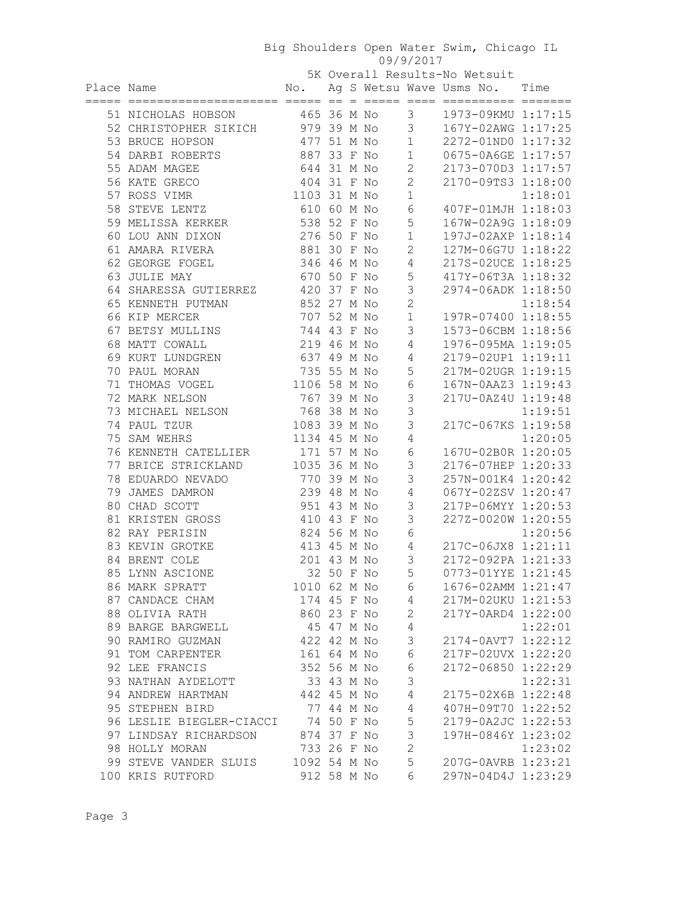# Big Shoulders Open Water Swim, Chicago IL

09/9/2017

## 5K Overall Results-No Wetsuit

| Place | Name | No. | Ag | S | Wetsu | Wave | Usms No. | Time |
|---|---|---|---|---|---|---|---|---|
| 51 | NICHOLAS HOBSON | 465 | 36 | M | No | 3 | 1973-09KMU | 1:17:15 |
| 52 | CHRISTOPHER SIKICH | 979 | 39 | M | No | 3 | 167Y-02AWG | 1:17:25 |
| 53 | BRUCE HOPSON | 477 | 51 | M | No | 1 | 2272-01ND0 | 1:17:32 |
| 54 | DARBI ROBERTS | 887 | 33 | F | No | 1 | 0675-0A6GE | 1:17:57 |
| 55 | ADAM MAGEE | 644 | 31 | M | No | 2 | 2173-070D3 | 1:17:57 |
| 56 | KATE GRECO | 404 | 31 | F | No | 2 | 2170-09TS3 | 1:18:00 |
| 57 | ROSS VIMR | 1103 | 31 | M | No | 1 | | 1:18:01 |
| 58 | STEVE LENTZ | 610 | 60 | M | No | 6 | 407F-01MJH | 1:18:03 |
| 59 | MELISSA KERKER | 538 | 52 | F | No | 5 | 167W-02A9G | 1:18:09 |
| 60 | LOU ANN DIXON | 276 | 50 | F | No | 1 | 197J-02AXP | 1:18:14 |
| 61 | AMARA RIVERA | 881 | 30 | F | No | 2 | 127M-06G7U | 1:18:22 |
| 62 | GEORGE FOGEL | 346 | 46 | M | No | 4 | 217S-02UCE | 1:18:25 |
| 63 | JULIE MAY | 670 | 50 | F | No | 5 | 417Y-06T3A | 1:18:32 |
| 64 | SHARESSA GUTIERREZ | 420 | 37 | F | No | 3 | 2974-06ADK | 1:18:50 |
| 65 | KENNETH PUTMAN | 852 | 27 | M | No | 2 | | 1:18:54 |
| 66 | KIP MERCER | 707 | 52 | M | No | 1 | 197R-07400 | 1:18:55 |
| 67 | BETSY MULLINS | 744 | 43 | F | No | 3 | 1573-06CBM | 1:18:56 |
| 68 | MATT COWALL | 219 | 46 | M | No | 4 | 1976-095MA | 1:19:05 |
| 69 | KURT LUNDGREN | 637 | 49 | M | No | 4 | 2179-02UP1 | 1:19:11 |
| 70 | PAUL MORAN | 735 | 55 | M | No | 5 | 217M-02UGR | 1:19:15 |
| 71 | THOMAS VOGEL | 1106 | 58 | M | No | 6 | 167N-0AAZ3 | 1:19:43 |
| 72 | MARK NELSON | 767 | 39 | M | No | 3 | 217U-0AZ4U | 1:19:48 |
| 73 | MICHAEL NELSON | 768 | 38 | M | No | 3 | | 1:19:51 |
| 74 | PAUL TZUR | 1083 | 39 | M | No | 3 | 217C-067KS | 1:19:58 |
| 75 | SAM WEHRS | 1134 | 45 | M | No | 4 | | 1:20:05 |
| 76 | KENNETH CATELLIER | 171 | 57 | M | No | 6 | 167U-02B0R | 1:20:05 |
| 77 | BRICE STRICKLAND | 1035 | 36 | M | No | 3 | 2176-07HEP | 1:20:33 |
| 78 | EDUARDO NEVADO | 770 | 39 | M | No | 3 | 257N-001K4 | 1:20:42 |
| 79 | JAMES DAMRON | 239 | 48 | M | No | 4 | 067Y-02ZSV | 1:20:47 |
| 80 | CHAD SCOTT | 951 | 43 | M | No | 3 | 217P-06MYY | 1:20:53 |
| 81 | KRISTEN GROSS | 410 | 43 | F | No | 3 | 227Z-0020W | 1:20:55 |
| 82 | RAY PERISIN | 824 | 56 | M | No | 6 | | 1:20:56 |
| 83 | KEVIN GROTKE | 413 | 45 | M | No | 4 | 217C-06JX8 | 1:21:11 |
| 84 | BRENT COLE | 201 | 43 | M | No | 3 | 2172-092PA | 1:21:33 |
| 85 | LYNN ASCIONE | 32 | 50 | F | No | 5 | 0773-01YYE | 1:21:45 |
| 86 | MARK SPRATT | 1010 | 62 | M | No | 6 | 1676-02AMM | 1:21:47 |
| 87 | CANDACE CHAM | 174 | 45 | F | No | 4 | 217M-02UKU | 1:21:53 |
| 88 | OLIVIA RATH | 860 | 23 | F | No | 2 | 217Y-0ARD4 | 1:22:00 |
| 89 | BARGE BARGWELL | 45 | 47 | M | No | 4 | | 1:22:01 |
| 90 | RAMIRO GUZMAN | 422 | 42 | M | No | 3 | 2174-0AVT7 | 1:22:12 |
| 91 | TOM CARPENTER | 161 | 64 | M | No | 6 | 217F-02UVX | 1:22:20 |
| 92 | LEE FRANCIS | 352 | 56 | M | No | 6 | 2172-06850 | 1:22:29 |
| 93 | NATHAN AYDELOTT | 33 | 43 | M | No | 3 | | 1:22:31 |
| 94 | ANDREW HARTMAN | 442 | 45 | M | No | 4 | 2175-02X6B | 1:22:48 |
| 95 | STEPHEN BIRD | 77 | 44 | M | No | 4 | 407H-09T70 | 1:22:52 |
| 96 | LESLIE BIEGLER-CIACCI | 74 | 50 | F | No | 5 | 2179-0A2JC | 1:22:53 |
| 97 | LINDSAY RICHARDSON | 874 | 37 | F | No | 3 | 197H-0846Y | 1:23:02 |
| 98 | HOLLY MORAN | 733 | 26 | F | No | 2 | | 1:23:02 |
| 99 | STEVE VANDER SLUIS | 1092 | 54 | M | No | 5 | 207G-0AVRB | 1:23:21 |
| 100 | KRIS RUTFORD | 912 | 58 | M | No | 6 | 297N-04D4J | 1:23:29 |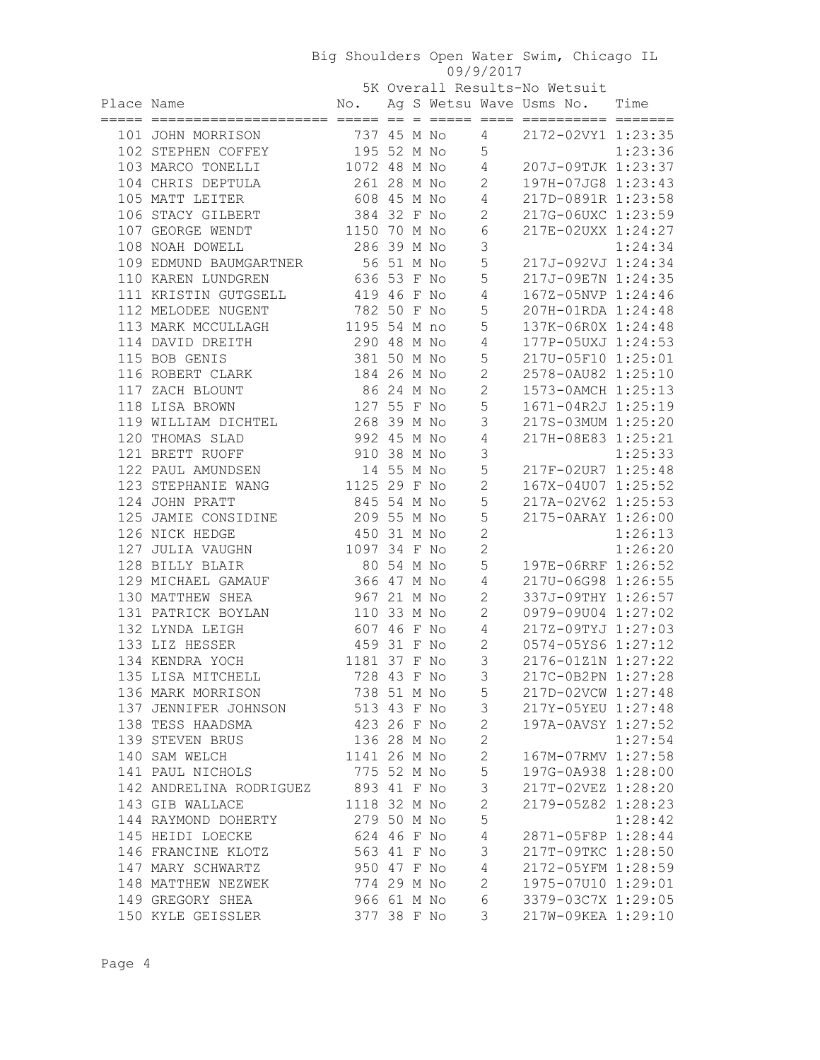Big Shoulders Open Water Swim, Chicago IL
09/9/2017

5K Overall Results-No Wetsuit

| Place | Name | No. | Ag | S | Wetsu | Wave | Usms No. | Time |
|---|---|---|---|---|---|---|---|---|
| 101 | JOHN MORRISON | 737 | 45 | M | No | 4 | 2172-02VY1 | 1:23:35 |
| 102 | STEPHEN COFFEY | 195 | 52 | M | No | 5 | | 1:23:36 |
| 103 | MARCO TONELLI | 1072 | 48 | M | No | 4 | 207J-09TJK | 1:23:37 |
| 104 | CHRIS DEPTULA | 261 | 28 | M | No | 2 | 197H-07JG8 | 1:23:43 |
| 105 | MATT LEITER | 608 | 45 | M | No | 4 | 217D-0891R | 1:23:58 |
| 106 | STACY GILBERT | 384 | 32 | F | No | 2 | 217G-06UXC | 1:23:59 |
| 107 | GEORGE WENDT | 1150 | 70 | M | No | 6 | 217E-02UXX | 1:24:27 |
| 108 | NOAH DOWELL | 286 | 39 | M | No | 3 | | 1:24:34 |
| 109 | EDMUND BAUMGARTNER | 56 | 51 | M | No | 5 | 217J-092VJ | 1:24:34 |
| 110 | KAREN LUNDGREN | 636 | 53 | F | No | 5 | 217J-09E7N | 1:24:35 |
| 111 | KRISTIN GUTGSELL | 419 | 46 | F | No | 4 | 167Z-05NVP | 1:24:46 |
| 112 | MELODEE NUGENT | 782 | 50 | F | No | 5 | 207H-01RDA | 1:24:48 |
| 113 | MARK MCCULLAGH | 1195 | 54 | M | no | 5 | 137K-06R0X | 1:24:48 |
| 114 | DAVID DREITH | 290 | 48 | M | No | 4 | 177P-05UXJ | 1:24:53 |
| 115 | BOB GENIS | 381 | 50 | M | No | 5 | 217U-05F10 | 1:25:01 |
| 116 | ROBERT CLARK | 184 | 26 | M | No | 2 | 2578-0AU82 | 1:25:10 |
| 117 | ZACH BLOUNT | 86 | 24 | M | No | 2 | 1573-0AMCH | 1:25:13 |
| 118 | LISA BROWN | 127 | 55 | F | No | 5 | 1671-04R2J | 1:25:19 |
| 119 | WILLIAM DICHTEL | 268 | 39 | M | No | 3 | 217S-03MUM | 1:25:20 |
| 120 | THOMAS SLAD | 992 | 45 | M | No | 4 | 217H-08E83 | 1:25:21 |
| 121 | BRETT RUOFF | 910 | 38 | M | No | 3 | | 1:25:33 |
| 122 | PAUL AMUNDSEN | 14 | 55 | M | No | 5 | 217F-02UR7 | 1:25:48 |
| 123 | STEPHANIE WANG | 1125 | 29 | F | No | 2 | 167X-04U07 | 1:25:52 |
| 124 | JOHN PRATT | 845 | 54 | M | No | 5 | 217A-02V62 | 1:25:53 |
| 125 | JAMIE CONSIDINE | 209 | 55 | M | No | 5 | 2175-0ARAY | 1:26:00 |
| 126 | NICK HEDGE | 450 | 31 | M | No | 2 | | 1:26:13 |
| 127 | JULIA VAUGHN | 1097 | 34 | F | No | 2 | | 1:26:20 |
| 128 | BILLY BLAIR | 80 | 54 | M | No | 5 | 197E-06RRF | 1:26:52 |
| 129 | MICHAEL GAMAUF | 366 | 47 | M | No | 4 | 217U-06G98 | 1:26:55 |
| 130 | MATTHEW SHEA | 967 | 21 | M | No | 2 | 337J-09THY | 1:26:57 |
| 131 | PATRICK BOYLAN | 110 | 33 | M | No | 2 | 0979-09U04 | 1:27:02 |
| 132 | LYNDA LEIGH | 607 | 46 | F | No | 4 | 217Z-09TYJ | 1:27:03 |
| 133 | LIZ HESSER | 459 | 31 | F | No | 2 | 0574-05YS6 | 1:27:12 |
| 134 | KENDRA YOCH | 1181 | 37 | F | No | 3 | 2176-01Z1N | 1:27:22 |
| 135 | LISA MITCHELL | 728 | 43 | F | No | 3 | 217C-0B2PN | 1:27:28 |
| 136 | MARK MORRISON | 738 | 51 | M | No | 5 | 217D-02VCW | 1:27:48 |
| 137 | JENNIFER JOHNSON | 513 | 43 | F | No | 3 | 217Y-05YEU | 1:27:48 |
| 138 | TESS HAADSMA | 423 | 26 | F | No | 2 | 197A-0AVSY | 1:27:52 |
| 139 | STEVEN BRUS | 136 | 28 | M | No | 2 | | 1:27:54 |
| 140 | SAM WELCH | 1141 | 26 | M | No | 2 | 167M-07RMV | 1:27:58 |
| 141 | PAUL NICHOLS | 775 | 52 | M | No | 5 | 197G-0A938 | 1:28:00 |
| 142 | ANDRELINA RODRIGUEZ | 893 | 41 | F | No | 3 | 217T-02VEZ | 1:28:20 |
| 143 | GIB WALLACE | 1118 | 32 | M | No | 2 | 2179-05Z82 | 1:28:23 |
| 144 | RAYMOND DOHERTY | 279 | 50 | M | No | 5 | | 1:28:42 |
| 145 | HEIDI LOECKE | 624 | 46 | F | No | 4 | 2871-05F8P | 1:28:44 |
| 146 | FRANCINE KLOTZ | 563 | 41 | F | No | 3 | 217T-09TKC | 1:28:50 |
| 147 | MARY SCHWARTZ | 950 | 47 | F | No | 4 | 2172-05YFM | 1:28:59 |
| 148 | MATTHEW NEZWEK | 774 | 29 | M | No | 2 | 1975-07U10 | 1:29:01 |
| 149 | GREGORY SHEA | 966 | 61 | M | No | 6 | 3379-03C7X | 1:29:05 |
| 150 | KYLE GEISSLER | 377 | 38 | F | No | 3 | 217W-09KEA | 1:29:10 |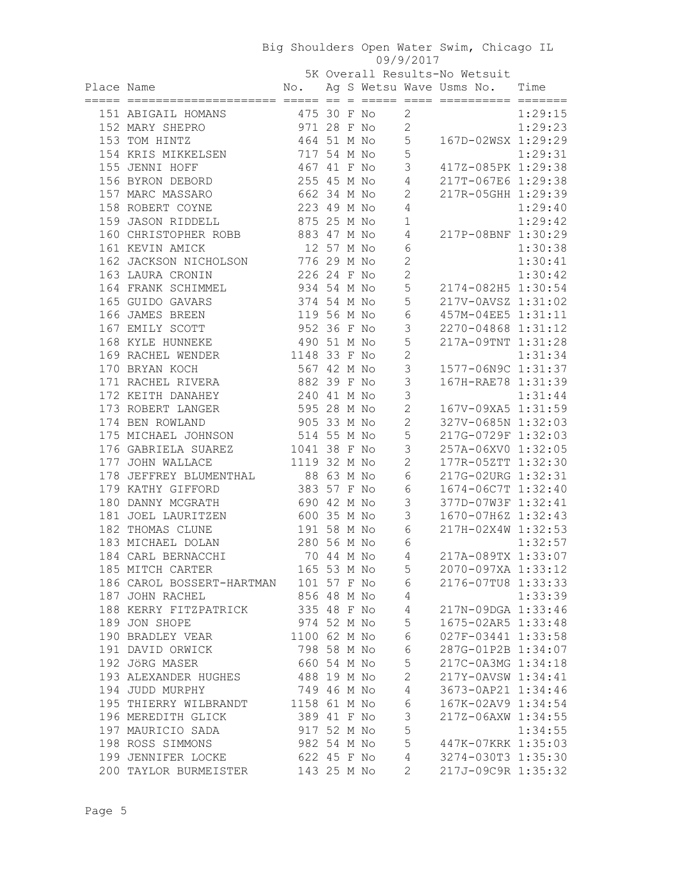Big Shoulders Open Water Swim, Chicago IL
09/9/2017
5K Overall Results-No Wetsuit

| Place | Name | No. | Ag | S | Wetsu | Wave | Usms No. | Time |
|---|---|---|---|---|---|---|---|---|
| 151 | ABIGAIL HOMANS | 475 | 30 | F | No | 2 | | 1:29:15 |
| 152 | MARY SHEPRO | 971 | 28 | F | No | 2 | | 1:29:23 |
| 153 | TOM HINTZ | 464 | 51 | M | No | 5 | 167D-02WSX | 1:29:29 |
| 154 | KRIS MIKKELSEN | 717 | 54 | M | No | 5 | | 1:29:31 |
| 155 | JENNI HOFF | 467 | 41 | F | No | 3 | 417Z-085PK | 1:29:38 |
| 156 | BYRON DEBORD | 255 | 45 | M | No | 4 | 217T-067E6 | 1:29:38 |
| 157 | MARC MASSARO | 662 | 34 | M | No | 2 | 217R-05GHH | 1:29:39 |
| 158 | ROBERT COYNE | 223 | 49 | M | No | 4 | | 1:29:40 |
| 159 | JASON RIDDELL | 875 | 25 | M | No | 1 | | 1:29:42 |
| 160 | CHRISTOPHER ROBB | 883 | 47 | M | No | 4 | 217P-08BNF | 1:30:29 |
| 161 | KEVIN AMICK | 12 | 57 | M | No | 6 | | 1:30:38 |
| 162 | JACKSON NICHOLSON | 776 | 29 | M | No | 2 | | 1:30:41 |
| 163 | LAURA CRONIN | 226 | 24 | F | No | 2 | | 1:30:42 |
| 164 | FRANK SCHIMMEL | 934 | 54 | M | No | 5 | 2174-082H5 | 1:30:54 |
| 165 | GUIDO GAVARS | 374 | 54 | M | No | 5 | 217V-0AVSZ | 1:31:02 |
| 166 | JAMES BREEN | 119 | 56 | M | No | 6 | 457M-04EE5 | 1:31:11 |
| 167 | EMILY SCOTT | 952 | 36 | F | No | 3 | 2270-04868 | 1:31:12 |
| 168 | KYLE HUNNEKE | 490 | 51 | M | No | 5 | 217A-09TNT | 1:31:28 |
| 169 | RACHEL WENDER | 1148 | 33 | F | No | 2 | | 1:31:34 |
| 170 | BRYAN KOCH | 567 | 42 | M | No | 3 | 1577-06N9C | 1:31:37 |
| 171 | RACHEL RIVERA | 882 | 39 | F | No | 3 | 167H-RAE78 | 1:31:39 |
| 172 | KEITH DANAHEY | 240 | 41 | M | No | 3 | | 1:31:44 |
| 173 | ROBERT LANGER | 595 | 28 | M | No | 2 | 167V-09XA5 | 1:31:59 |
| 174 | BEN ROWLAND | 905 | 33 | M | No | 2 | 327V-0685N | 1:32:03 |
| 175 | MICHAEL JOHNSON | 514 | 55 | M | No | 5 | 217G-0729F | 1:32:03 |
| 176 | GABRIELA SUAREZ | 1041 | 38 | F | No | 3 | 257A-06XV0 | 1:32:05 |
| 177 | JOHN WALLACE | 1119 | 32 | M | No | 2 | 177R-05ZTT | 1:32:30 |
| 178 | JEFFREY BLUMENTHAL | 88 | 63 | M | No | 6 | 217G-02URG | 1:32:31 |
| 179 | KATHY GIFFORD | 383 | 57 | F | No | 6 | 1674-06C7T | 1:32:40 |
| 180 | DANNY MCGRATH | 690 | 42 | M | No | 3 | 377D-07W3F | 1:32:41 |
| 181 | JOEL LAURITZEN | 600 | 35 | M | No | 3 | 1670-07H6Z | 1:32:43 |
| 182 | THOMAS CLUNE | 191 | 58 | M | No | 6 | 217H-02X4W | 1:32:53 |
| 183 | MICHAEL DOLAN | 280 | 56 | M | No | 6 | | 1:32:57 |
| 184 | CARL BERNACCHI | 70 | 44 | M | No | 4 | 217A-089TX | 1:33:07 |
| 185 | MITCH CARTER | 165 | 53 | M | No | 5 | 2070-097XA | 1:33:12 |
| 186 | CAROL BOSSERT-HARTMAN | 101 | 57 | F | No | 6 | 2176-07TU8 | 1:33:33 |
| 187 | JOHN RACHEL | 856 | 48 | M | No | 4 | | 1:33:39 |
| 188 | KERRY FITZPATRICK | 335 | 48 | F | No | 4 | 217N-09DGA | 1:33:46 |
| 189 | JON SHOPE | 974 | 52 | M | No | 5 | 1675-02AR5 | 1:33:48 |
| 190 | BRADLEY VEAR | 1100 | 62 | M | No | 6 | 027F-03441 | 1:33:58 |
| 191 | DAVID ORWICK | 798 | 58 | M | No | 6 | 287G-01P2B | 1:34:07 |
| 192 | JöRG MASER | 660 | 54 | M | No | 5 | 217C-0A3MG | 1:34:18 |
| 193 | ALEXANDER HUGHES | 488 | 19 | M | No | 2 | 217Y-0AVSW | 1:34:41 |
| 194 | JUDD MURPHY | 749 | 46 | M | No | 4 | 3673-0AP21 | 1:34:46 |
| 195 | THIERRY WILBRANDT | 1158 | 61 | M | No | 6 | 167K-02AV9 | 1:34:54 |
| 196 | MEREDITH GLICK | 389 | 41 | F | No | 3 | 217Z-06AXW | 1:34:55 |
| 197 | MAURICIO SADA | 917 | 52 | M | No | 5 | | 1:34:55 |
| 198 | ROSS SIMMONS | 982 | 54 | M | No | 5 | 447K-07KRK | 1:35:03 |
| 199 | JENNIFER LOCKE | 622 | 45 | F | No | 4 | 3274-030T3 | 1:35:30 |
| 200 | TAYLOR BURMEISTER | 143 | 25 | M | No | 2 | 217J-09C9R | 1:35:32 |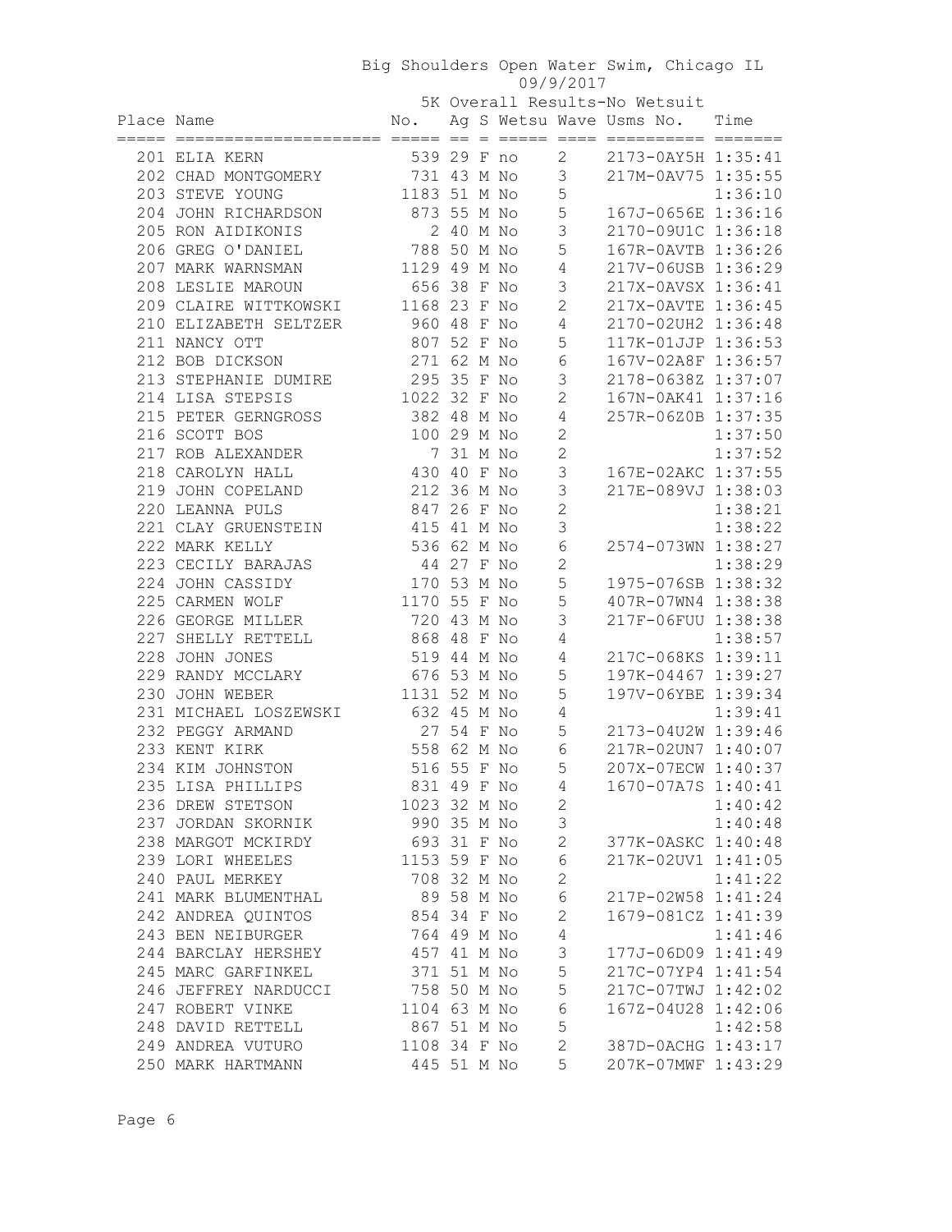Big Shoulders Open Water Swim, Chicago IL

09/9/2017

5K Overall Results-No Wetsuit

| Place | Name | No. | Ag | S | Wetsu | Wave | Usms No. | Time |
|---|---|---|---|---|---|---|---|---|
| 201 | ELIA KERN | 539 | 29 | F | no | 2 | 2173-0AY5H | 1:35:41 |
| 202 | CHAD MONTGOMERY | 731 | 43 | M | No | 3 | 217M-0AV75 | 1:35:55 |
| 203 | STEVE YOUNG | 1183 | 51 | M | No | 5 | | 1:36:10 |
| 204 | JOHN RICHARDSON | 873 | 55 | M | No | 5 | 167J-0656E | 1:36:16 |
| 205 | RON AIDIKONIS | 2 | 40 | M | No | 3 | 2170-09U1C | 1:36:18 |
| 206 | GREG O'DANIEL | 788 | 50 | M | No | 5 | 167R-0AVTB | 1:36:26 |
| 207 | MARK WARNSMAN | 1129 | 49 | M | No | 4 | 217V-06USB | 1:36:29 |
| 208 | LESLIE MAROUN | 656 | 38 | F | No | 3 | 217X-0AVSX | 1:36:41 |
| 209 | CLAIRE WITTKOWSKI | 1168 | 23 | F | No | 2 | 217X-0AVTE | 1:36:45 |
| 210 | ELIZABETH SELTZER | 960 | 48 | F | No | 4 | 2170-02UH2 | 1:36:48 |
| 211 | NANCY OTT | 807 | 52 | F | No | 5 | 117K-01JJP | 1:36:53 |
| 212 | BOB DICKSON | 271 | 62 | M | No | 6 | 167V-02A8F | 1:36:57 |
| 213 | STEPHANIE DUMIRE | 295 | 35 | F | No | 3 | 2178-0638Z | 1:37:07 |
| 214 | LISA STEPSIS | 1022 | 32 | F | No | 2 | 167N-0AK41 | 1:37:16 |
| 215 | PETER GERNGROSS | 382 | 48 | M | No | 4 | 257R-06Z0B | 1:37:35 |
| 216 | SCOTT BOS | 100 | 29 | M | No | 2 | | 1:37:50 |
| 217 | ROB ALEXANDER | 7 | 31 | M | No | 2 | | 1:37:52 |
| 218 | CAROLYN HALL | 430 | 40 | F | No | 3 | 167E-02AKC | 1:37:55 |
| 219 | JOHN COPELAND | 212 | 36 | M | No | 3 | 217E-089VJ | 1:38:03 |
| 220 | LEANNA PULS | 847 | 26 | F | No | 2 | | 1:38:21 |
| 221 | CLAY GRUENSTEIN | 415 | 41 | M | No | 3 | | 1:38:22 |
| 222 | MARK KELLY | 536 | 62 | M | No | 6 | 2574-073WN | 1:38:27 |
| 223 | CECILY BARAJAS | 44 | 27 | F | No | 2 | | 1:38:29 |
| 224 | JOHN CASSIDY | 170 | 53 | M | No | 5 | 1975-076SB | 1:38:32 |
| 225 | CARMEN WOLF | 1170 | 55 | F | No | 5 | 407R-07WN4 | 1:38:38 |
| 226 | GEORGE MILLER | 720 | 43 | M | No | 3 | 217F-06FUU | 1:38:38 |
| 227 | SHELLY RETTELL | 868 | 48 | F | No | 4 | | 1:38:57 |
| 228 | JOHN JONES | 519 | 44 | M | No | 4 | 217C-068KS | 1:39:11 |
| 229 | RANDY MCCLARY | 676 | 53 | M | No | 5 | 197K-04467 | 1:39:27 |
| 230 | JOHN WEBER | 1131 | 52 | M | No | 5 | 197V-06YBE | 1:39:34 |
| 231 | MICHAEL LOSZEWSKI | 632 | 45 | M | No | 4 | | 1:39:41 |
| 232 | PEGGY ARMAND | 27 | 54 | F | No | 5 | 2173-04U2W | 1:39:46 |
| 233 | KENT KIRK | 558 | 62 | M | No | 6 | 217R-02UN7 | 1:40:07 |
| 234 | KIM JOHNSTON | 516 | 55 | F | No | 5 | 207X-07ECW | 1:40:37 |
| 235 | LISA PHILLIPS | 831 | 49 | F | No | 4 | 1670-07A7S | 1:40:41 |
| 236 | DREW STETSON | 1023 | 32 | M | No | 2 | | 1:40:42 |
| 237 | JORDAN SKORNIK | 990 | 35 | M | No | 3 | | 1:40:48 |
| 238 | MARGOT MCKIRDY | 693 | 31 | F | No | 2 | 377K-0ASKC | 1:40:48 |
| 239 | LORI WHEELES | 1153 | 59 | F | No | 6 | 217K-02UV1 | 1:41:05 |
| 240 | PAUL MERKEY | 708 | 32 | M | No | 2 | | 1:41:22 |
| 241 | MARK BLUMENTHAL | 89 | 58 | M | No | 6 | 217P-02W58 | 1:41:24 |
| 242 | ANDREA QUINTOS | 854 | 34 | F | No | 2 | 1679-081CZ | 1:41:39 |
| 243 | BEN NEIBURGER | 764 | 49 | M | No | 4 | | 1:41:46 |
| 244 | BARCLAY HERSHEY | 457 | 41 | M | No | 3 | 177J-06D09 | 1:41:49 |
| 245 | MARC GARFINKEL | 371 | 51 | M | No | 5 | 217C-07YP4 | 1:41:54 |
| 246 | JEFFREY NARDUCCI | 758 | 50 | M | No | 5 | 217C-07TWJ | 1:42:02 |
| 247 | ROBERT VINKE | 1104 | 63 | M | No | 6 | 167Z-04U28 | 1:42:06 |
| 248 | DAVID RETTELL | 867 | 51 | M | No | 5 | | 1:42:58 |
| 249 | ANDREA VUTURO | 1108 | 34 | F | No | 2 | 387D-0ACHG | 1:43:17 |
| 250 | MARK HARTMANN | 445 | 51 | M | No | 5 | 207K-07MWF | 1:43:29 |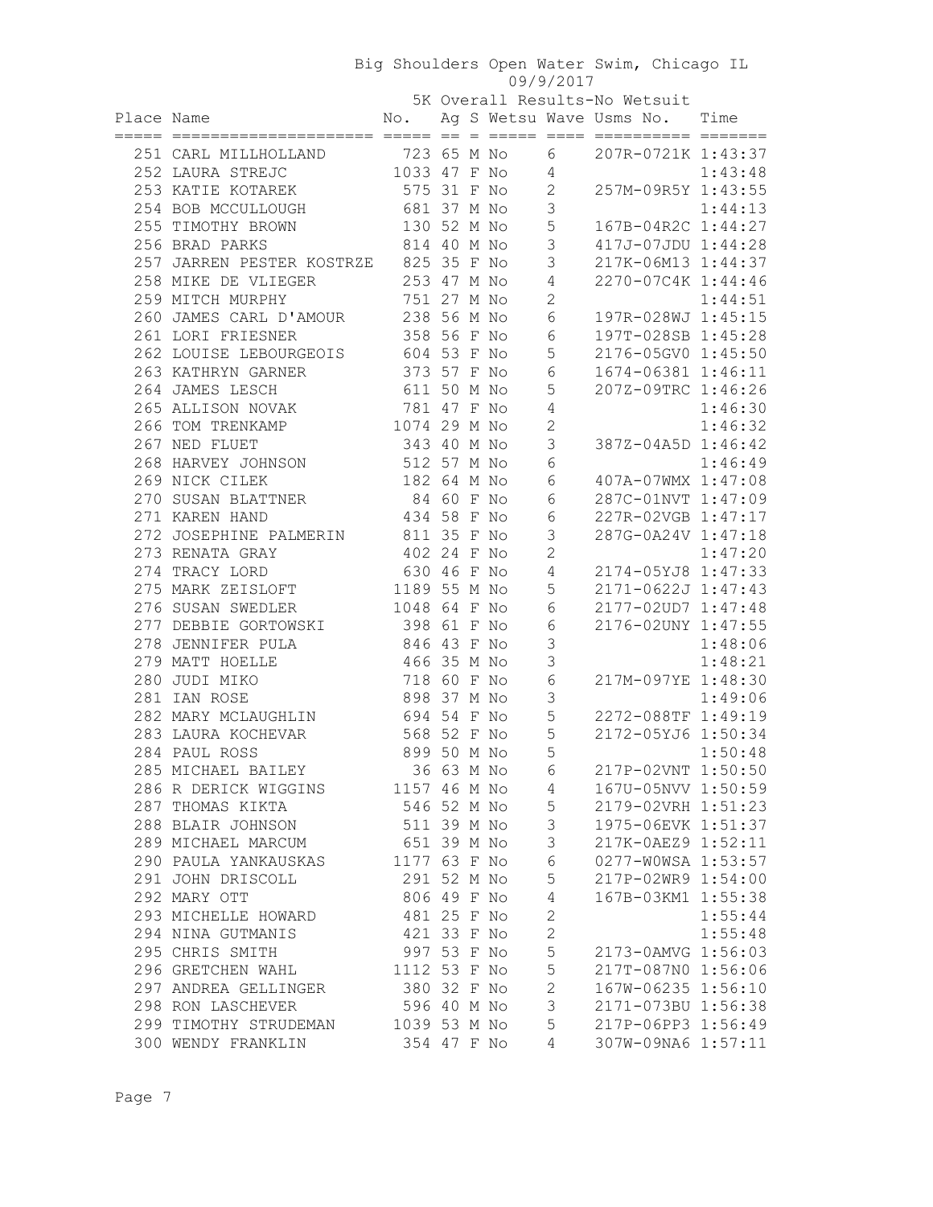# Big Shoulders Open Water Swim, Chicago IL

09/9/2017

## 5K Overall Results-No Wetsuit

| Place | Name | No. | Ag | S | Wetsu | Wave | Usms No. | Time |
|---|---|---|---|---|---|---|---|---|
| 251 | CARL MILLHOLLAND | 723 | 65 | M | No | 6 | 207R-0721K | 1:43:37 |
| 252 | LAURA STREJC | 1033 | 47 | F | No | 4 | | 1:43:48 |
| 253 | KATIE KOTAREK | 575 | 31 | F | No | 2 | 257M-09R5Y | 1:43:55 |
| 254 | BOB MCCULLOUGH | 681 | 37 | M | No | 3 | | 1:44:13 |
| 255 | TIMOTHY BROWN | 130 | 52 | M | No | 5 | 167B-04R2C | 1:44:27 |
| 256 | BRAD PARKS | 814 | 40 | M | No | 3 | 417J-07JDU | 1:44:28 |
| 257 | JARREN PESTER KOSTRZE | 825 | 35 | F | No | 3 | 217K-06M13 | 1:44:37 |
| 258 | MIKE DE VLIEGER | 253 | 47 | M | No | 4 | 2270-07C4K | 1:44:46 |
| 259 | MITCH MURPHY | 751 | 27 | M | No | 2 | | 1:44:51 |
| 260 | JAMES CARL D'AMOUR | 238 | 56 | M | No | 6 | 197R-028WJ | 1:45:15 |
| 261 | LORI FRIESNER | 358 | 56 | F | No | 6 | 197T-028SB | 1:45:28 |
| 262 | LOUISE LEBOURGEOIS | 604 | 53 | F | No | 5 | 2176-05GV0 | 1:45:50 |
| 263 | KATHRYN GARNER | 373 | 57 | F | No | 6 | 1674-06381 | 1:46:11 |
| 264 | JAMES LESCH | 611 | 50 | M | No | 5 | 207Z-09TRC | 1:46:26 |
| 265 | ALLISON NOVAK | 781 | 47 | F | No | 4 | | 1:46:30 |
| 266 | TOM TRENKAMP | 1074 | 29 | M | No | 2 | | 1:46:32 |
| 267 | NED FLUET | 343 | 40 | M | No | 3 | 387Z-04A5D | 1:46:42 |
| 268 | HARVEY JOHNSON | 512 | 57 | M | No | 6 | | 1:46:49 |
| 269 | NICK CILEK | 182 | 64 | M | No | 6 | 407A-07WMX | 1:47:08 |
| 270 | SUSAN BLATTNER | 84 | 60 | F | No | 6 | 287C-01NVT | 1:47:09 |
| 271 | KAREN HAND | 434 | 58 | F | No | 6 | 227R-02VGB | 1:47:17 |
| 272 | JOSEPHINE PALMERIN | 811 | 35 | F | No | 3 | 287G-0A24V | 1:47:18 |
| 273 | RENATA GRAY | 402 | 24 | F | No | 2 | | 1:47:20 |
| 274 | TRACY LORD | 630 | 46 | F | No | 4 | 2174-05YJ8 | 1:47:33 |
| 275 | MARK ZEISLOFT | 1189 | 55 | M | No | 5 | 2171-0622J | 1:47:43 |
| 276 | SUSAN SWEDLER | 1048 | 64 | F | No | 6 | 2177-02UD7 | 1:47:48 |
| 277 | DEBBIE GORTOWSKI | 398 | 61 | F | No | 6 | 2176-02UNY | 1:47:55 |
| 278 | JENNIFER PULA | 846 | 43 | F | No | 3 | | 1:48:06 |
| 279 | MATT HOELLE | 466 | 35 | M | No | 3 | | 1:48:21 |
| 280 | JUDI MIKO | 718 | 60 | F | No | 6 | 217M-097YE | 1:48:30 |
| 281 | IAN ROSE | 898 | 37 | M | No | 3 | | 1:49:06 |
| 282 | MARY MCLAUGHLIN | 694 | 54 | F | No | 5 | 2272-088TF | 1:49:19 |
| 283 | LAURA KOCHEVAR | 568 | 52 | F | No | 5 | 2172-05YJ6 | 1:50:34 |
| 284 | PAUL ROSS | 899 | 50 | M | No | 5 | | 1:50:48 |
| 285 | MICHAEL BAILEY | 36 | 63 | M | No | 6 | 217P-02VNT | 1:50:50 |
| 286 | R DERICK WIGGINS | 1157 | 46 | M | No | 4 | 167U-05NVV | 1:50:59 |
| 287 | THOMAS KIKTA | 546 | 52 | M | No | 5 | 2179-02VRH | 1:51:23 |
| 288 | BLAIR JOHNSON | 511 | 39 | M | No | 3 | 1975-06EVK | 1:51:37 |
| 289 | MICHAEL MARCUM | 651 | 39 | M | No | 3 | 217K-0AEZ9 | 1:52:11 |
| 290 | PAULA YANKAUSKAS | 1177 | 63 | F | No | 6 | 0277-W0WSA | 1:53:57 |
| 291 | JOHN DRISCOLL | 291 | 52 | M | No | 5 | 217P-02WR9 | 1:54:00 |
| 292 | MARY OTT | 806 | 49 | F | No | 4 | 167B-03KM1 | 1:55:38 |
| 293 | MICHELLE HOWARD | 481 | 25 | F | No | 2 | | 1:55:44 |
| 294 | NINA GUTMANIS | 421 | 33 | F | No | 2 | | 1:55:48 |
| 295 | CHRIS SMITH | 997 | 53 | F | No | 5 | 2173-0AMVG | 1:56:03 |
| 296 | GRETCHEN WAHL | 1112 | 53 | F | No | 5 | 217T-087N0 | 1:56:06 |
| 297 | ANDREA GELLINGER | 380 | 32 | F | No | 2 | 167W-06235 | 1:56:10 |
| 298 | RON LASCHEVER | 596 | 40 | M | No | 3 | 2171-073BU | 1:56:38 |
| 299 | TIMOTHY STRUDEMAN | 1039 | 53 | M | No | 5 | 217P-06PP3 | 1:56:49 |
| 300 | WENDY FRANKLIN | 354 | 47 | F | No | 4 | 307W-09NA6 | 1:57:11 |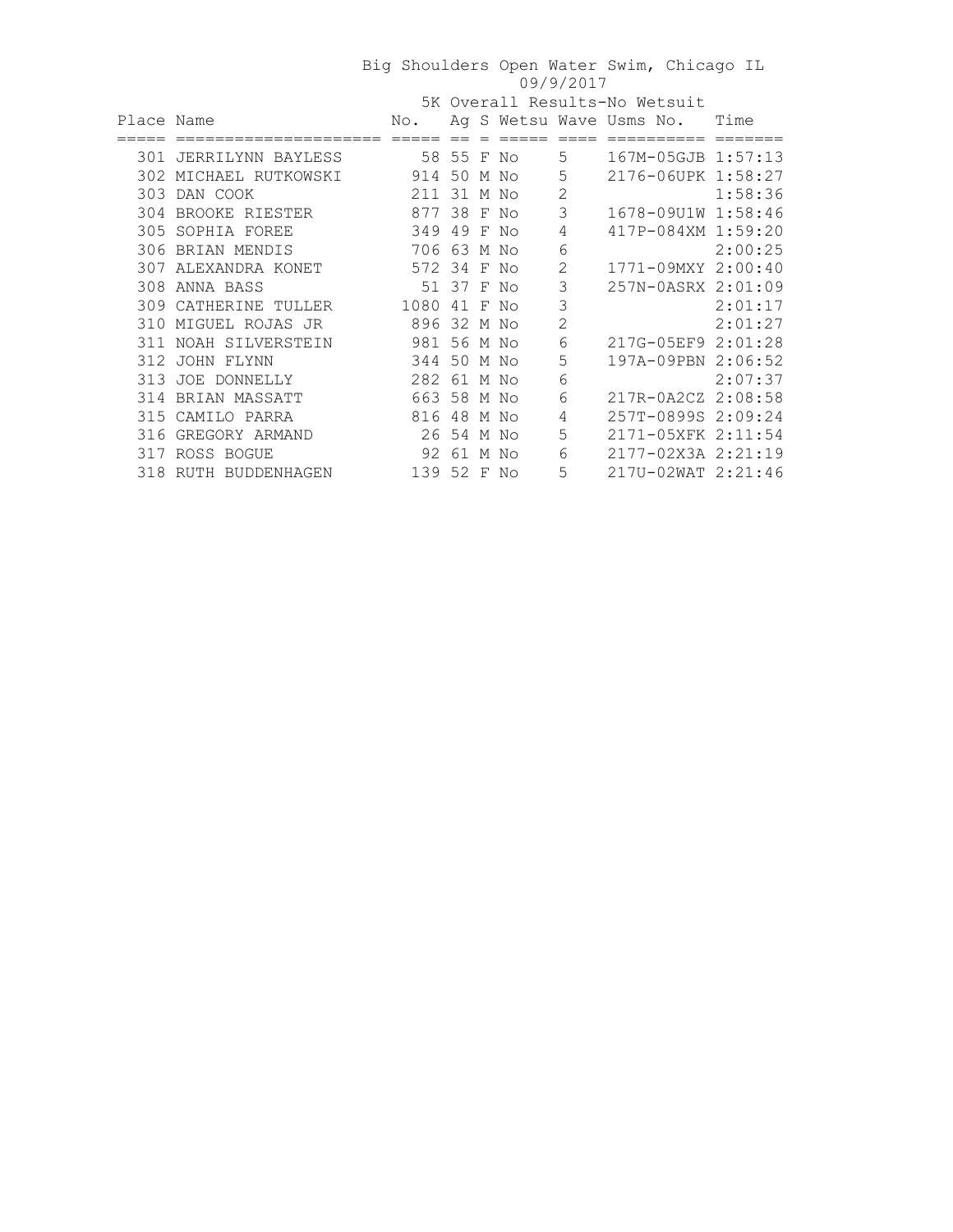Big Shoulders Open Water Swim, Chicago IL

09/9/2017

5K Overall Results-No Wetsuit

| Place | Name | No. | Ag | S | Wetsu | Wave | Usms No. | Time |
|---|---|---|---|---|---|---|---|---|
| 301 | JERRILYNN BAYLESS | 58 | 55 | F | No | 5 | 167M-05GJB | 1:57:13 |
| 302 | MICHAEL RUTKOWSKI | 914 | 50 | M | No | 5 | 2176-06UPK | 1:58:27 |
| 303 | DAN COOK | 211 | 31 | M | No | 2 | | 1:58:36 |
| 304 | BROOKE RIESTER | 877 | 38 | F | No | 3 | 1678-09U1W | 1:58:46 |
| 305 | SOPHIA FOREE | 349 | 49 | F | No | 4 | 417P-084XM | 1:59:20 |
| 306 | BRIAN MENDIS | 706 | 63 | M | No | 6 | | 2:00:25 |
| 307 | ALEXANDRA KONET | 572 | 34 | F | No | 2 | 1771-09MXY | 2:00:40 |
| 308 | ANNA BASS | 51 | 37 | F | No | 3 | 257N-0ASRX | 2:01:09 |
| 309 | CATHERINE TULLER | 1080 | 41 | F | No | 3 | | 2:01:17 |
| 310 | MIGUEL ROJAS JR | 896 | 32 | M | No | 2 | | 2:01:27 |
| 311 | NOAH SILVERSTEIN | 981 | 56 | M | No | 6 | 217G-05EF9 | 2:01:28 |
| 312 | JOHN FLYNN | 344 | 50 | M | No | 5 | 197A-09PBN | 2:06:52 |
| 313 | JOE DONNELLY | 282 | 61 | M | No | 6 | | 2:07:37 |
| 314 | BRIAN MASSATT | 663 | 58 | M | No | 6 | 217R-0A2CZ | 2:08:58 |
| 315 | CAMILO PARRA | 816 | 48 | M | No | 4 | 257T-0899S | 2:09:24 |
| 316 | GREGORY ARMAND | 26 | 54 | M | No | 5 | 2171-05XFK | 2:11:54 |
| 317 | ROSS BOGUE | 92 | 61 | M | No | 6 | 2177-02X3A | 2:21:19 |
| 318 | RUTH BUDDENHAGEN | 139 | 52 | F | No | 5 | 217U-02WAT | 2:21:46 |